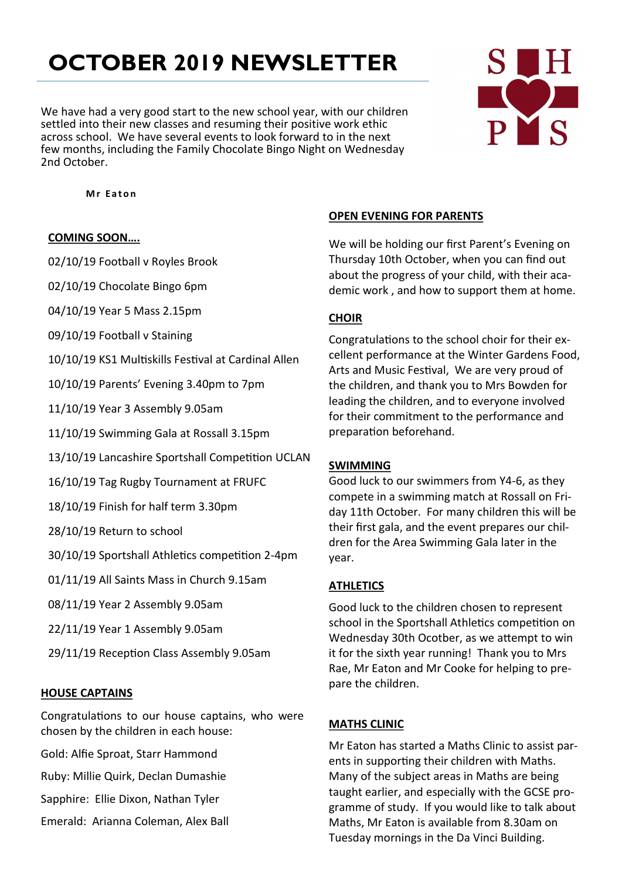# OCTOBER 2019 NEWSLETTER

We have had a very good start to the new school year, with our children settled into their new classes and resuming their positive work ethic across school. We have several events to look forward to in the next few months, including the Family Chocolate Bingo Night on Wednesday 2nd October.

**Mr Eaton**

## COMING SOON….

02/10/19 Football v Royles Brook

02/10/19 Chocolate Bingo 6pm

04/10/19 Year 5 Mass 2.15pm

09/10/19 Football v Staining

10/10/19 KS1 Multiskills Festival at Cardinal Allen

10/10/19 Parents' Evening 3.40pm to 7pm

11/10/19 Year 3 Assembly 9.05am

11/10/19 Swimming Gala at Rossall 3.15pm

13/10/19 Lancashire Sportshall Competition UCLAN

16/10/19 Tag Rugby Tournament at FRUFC

18/10/19 Finish for half term 3.30pm

28/10/19 Return to school

30/10/19 Sportshall Athletics competition 2-4pm

01/11/19 All Saints Mass in Church 9.15am

08/11/19 Year 2 Assembly 9.05am

22/11/19 Year 1 Assembly 9.05am

29/11/19 Reception Class Assembly 9.05am

## HOUSE CAPTAINS

Congratulations to our house captains, who were chosen by the children in each house:

Gold: Alfie Sproat, Starr Hammond

Ruby: Millie Quirk, Declan Dumashie

Sapphire: Ellie Dixon, Nathan Tyler

Emerald: Arianna Coleman, Alex Ball

## OPEN EVENING FOR PARENTS

We will be holding our first Parent's Evening on Thursday 10th October, when you can find out about the progress of your child, with their academic work , and how to support them at home.

## CHOIR

Congratulations to the school choir for their excellent performance at the Winter Gardens Food, Arts and Music Festival, We are very proud of the children, and thank you to Mrs Bowden for leading the children, and to everyone involved for their commitment to the performance and preparation beforehand.

## SWIMMING

Good luck to our swimmers from Y4-6, as they compete in a swimming match at Rossall on Friday 11th October. For many children this will be their first gala, and the event prepares our children for the Area Swimming Gala later in the year.

## ATHLETICS

Good luck to the children chosen to represent school in the Sportshall Athletics competition on Wednesday 30th Ocotber, as we attempt to win it for the sixth year running! Thank you to Mrs Rae, Mr Eaton and Mr Cooke for helping to prepare the children.

## MATHS CLINIC

Mr Eaton has started a Maths Clinic to assist parents in supporting their children with Maths. Many of the subject areas in Maths are being taught earlier, and especially with the GCSE programme of study. If you would like to talk about Maths, Mr Eaton is available from 8.30am on Tuesday mornings in the Da Vinci Building.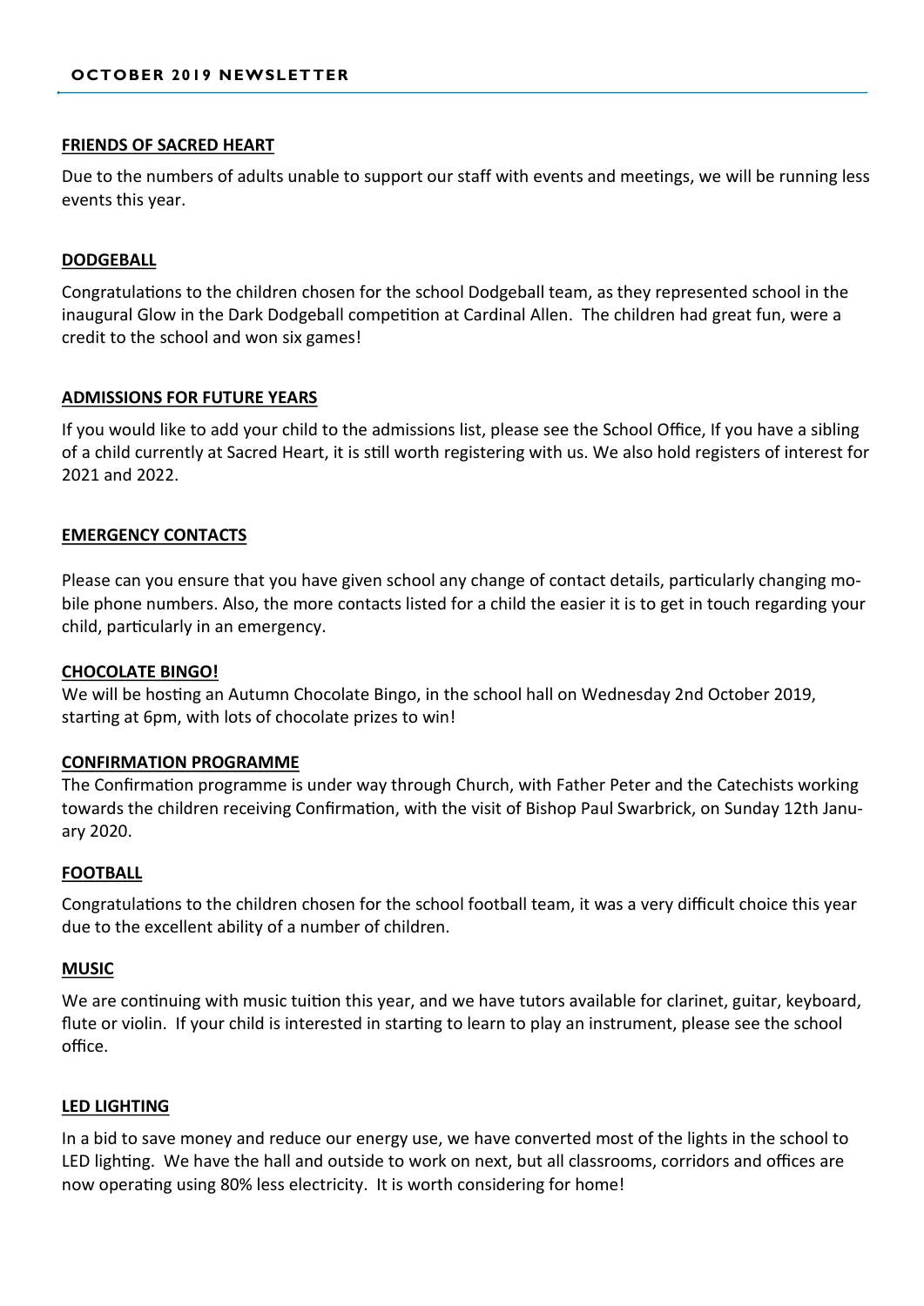**FRIENDS OF SACRED HEART**

Due to the numbers of adults unable to support our staff with events and meetings, we will be running less events this year.

**DODGEBALL**

Congratulations to the children chosen for the school Dodgeball team, as they represented school in the inaugural Glow in the Dark Dodgeball competition at Cardinal Allen. The children had great fun, were a credit to the school and won six games!

**ADMISSIONS FOR FUTURE YEARS**

If you would like to add your child to the admissions list, please see the School Office, If you have a sibling of a child currently at Sacred Heart, it is still worth registering with us. We also hold registers of interest for 2021 and 2022.

**EMERGENCY CONTACTS**

Please can you ensure that you have given school any change of contact details, particularly changing mobile phone numbers. Also, the more contacts listed for a child the easier it is to get in touch regarding your child, particularly in an emergency.

**CHOCOLATE BINGO!**

We will be hosting an Autumn Chocolate Bingo, in the school hall on Wednesday 2nd October 2019, starting at 6pm, with lots of chocolate prizes to win!

**CONFIRMATION PROGRAMME**

The Confirmation programme is under way through Church, with Father Peter and the Catechists working towards the children receiving Confirmation, with the visit of Bishop Paul Swarbrick, on Sunday 12th January 2020.

**FOOTBALL**

Congratulations to the children chosen for the school football team, it was a very difficult choice this year due to the excellent ability of a number of children.

**MUSIC**

We are continuing with music tuition this year, and we have tutors available for clarinet, guitar, keyboard, flute or violin. If your child is interested in starting to learn to play an instrument, please see the school office.

**LED LIGHTING**

In a bid to save money and reduce our energy use, we have converted most of the lights in the school to LED lighting. We have the hall and outside to work on next, but all classrooms, corridors and offices are now operating using 80% less electricity. It is worth considering for home!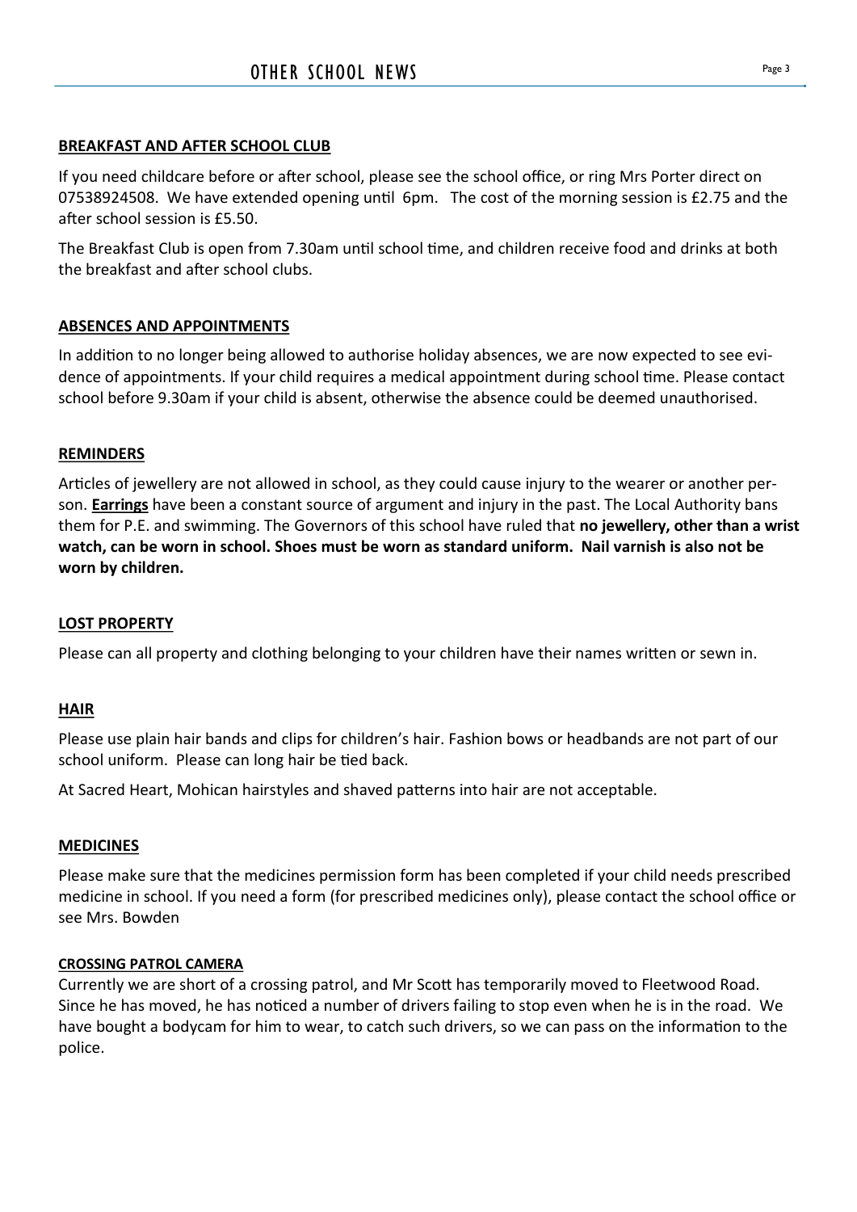# OTHER SCHOOL NEWS

## BREAKFAST AND AFTER SCHOOL CLUB

If you need childcare before or after school, please see the school office, or ring Mrs Porter direct on 07538924508. We have extended opening until 6pm. The cost of the morning session is £2.75 and the after school session is £5.50.

The Breakfast Club is open from 7.30am until school time, and children receive food and drinks at both the breakfast and after school clubs.

## ABSENCES AND APPOINTMENTS

In addition to no longer being allowed to authorise holiday absences, we are now expected to see evidence of appointments. If your child requires a medical appointment during school time. Please contact school before 9.30am if your child is absent, otherwise the absence could be deemed unauthorised.

## REMINDERS

Articles of jewellery are not allowed in school, as they could cause injury to the wearer or another person. **Earrings** have been a constant source of argument and injury in the past. The Local Authority bans them for P.E. and swimming. The Governors of this school have ruled that **no jewellery, other than a wrist watch, can be worn in school. Shoes must be worn as standard uniform. Nail varnish is also not be worn by children.**

## LOST PROPERTY

Please can all property and clothing belonging to your children have their names written or sewn in.

## HAIR

Please use plain hair bands and clips for children's hair. Fashion bows or headbands are not part of our school uniform. Please can long hair be tied back.

At Sacred Heart, Mohican hairstyles and shaved patterns into hair are not acceptable.

## MEDICINES

Please make sure that the medicines permission form has been completed if your child needs prescribed medicine in school. If you need a form (for prescribed medicines only), please contact the school office or see Mrs. Bowden

### CROSSING PATROL CAMERA

Currently we are short of a crossing patrol, and Mr Scott has temporarily moved to Fleetwood Road. Since he has moved, he has noticed a number of drivers failing to stop even when he is in the road. We have bought a bodycam for him to wear, to catch such drivers, so we can pass on the information to the police.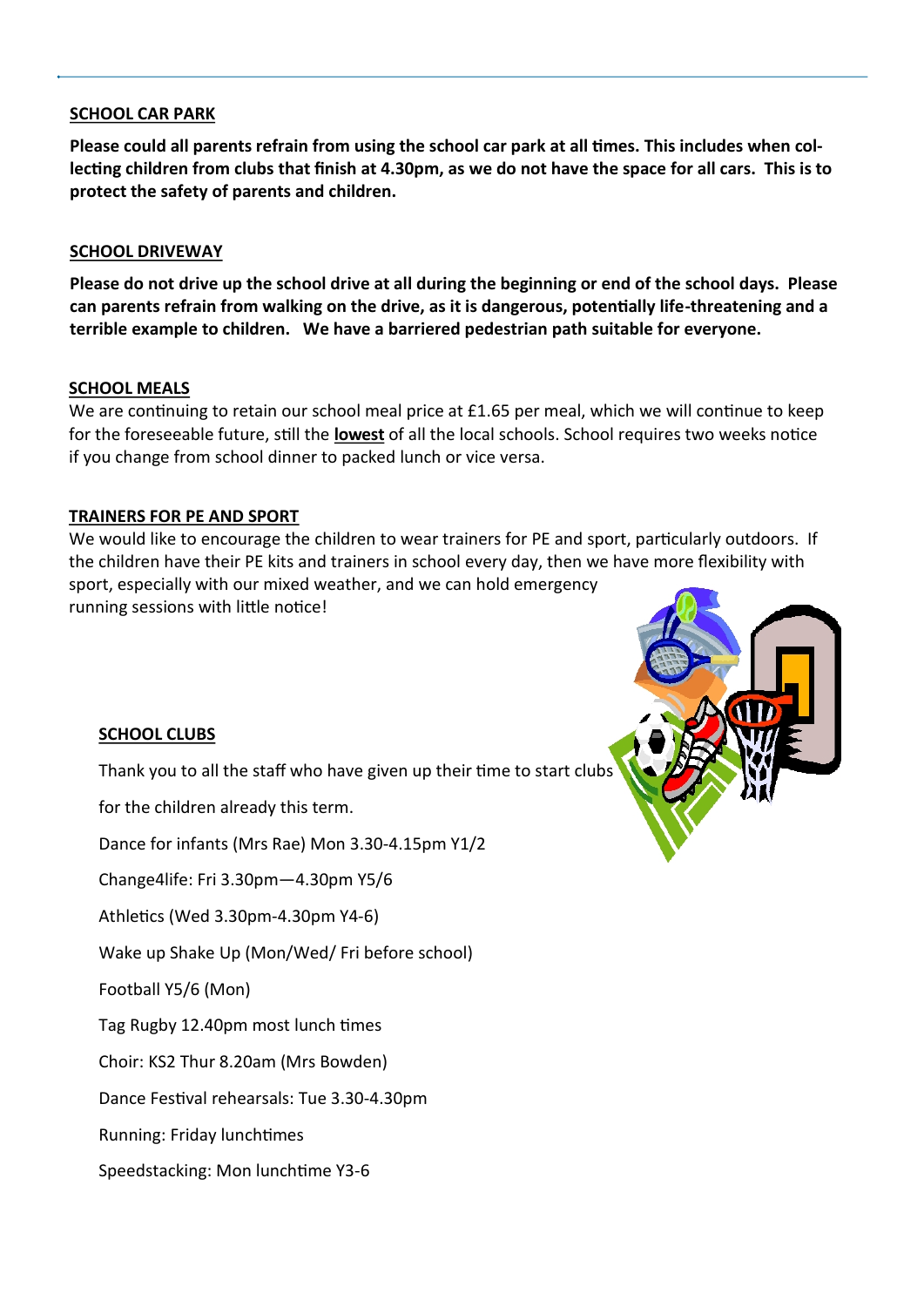## SCHOOL CAR PARK

**Please could all parents refrain from using the school car park at all times. This includes when collecting children from clubs that finish at 4.30pm, as we do not have the space for all cars. This is to protect the safety of parents and children.**

## SCHOOL DRIVEWAY

**Please do not drive up the school drive at all during the beginning or end of the school days. Please can parents refrain from walking on the drive, as it is dangerous, potentially life-threatening and a terrible example to children. We have a barriered pedestrian path suitable for everyone.**

## SCHOOL MEALS

We are continuing to retain our school meal price at £1.65 per meal, which we will continue to keep for the foreseeable future, still the **lowest** of all the local schools. School requires two weeks notice if you change from school dinner to packed lunch or vice versa.

## TRAINERS FOR PE AND SPORT

We would like to encourage the children to wear trainers for PE and sport, particularly outdoors. If the children have their PE kits and trainers in school every day, then we have more flexibility with sport, especially with our mixed weather, and we can hold emergency running sessions with little notice!

## SCHOOL CLUBS

Thank you to all the staff who have given up their time to start clubs for the children already this term.

Dance for infants (Mrs Rae) Mon 3.30-4.15pm Y1/2

Change4life: Fri 3.30pm—4.30pm Y5/6

Athletics (Wed 3.30pm-4.30pm Y4-6)

Wake up Shake Up (Mon/Wed/ Fri before school)

Football Y5/6 (Mon)

Tag Rugby 12.40pm most lunch times

Choir: KS2 Thur 8.20am (Mrs Bowden)

Dance Festival rehearsals: Tue 3.30-4.30pm

Running: Friday lunchtimes

Speedstacking: Mon lunchtime Y3-6